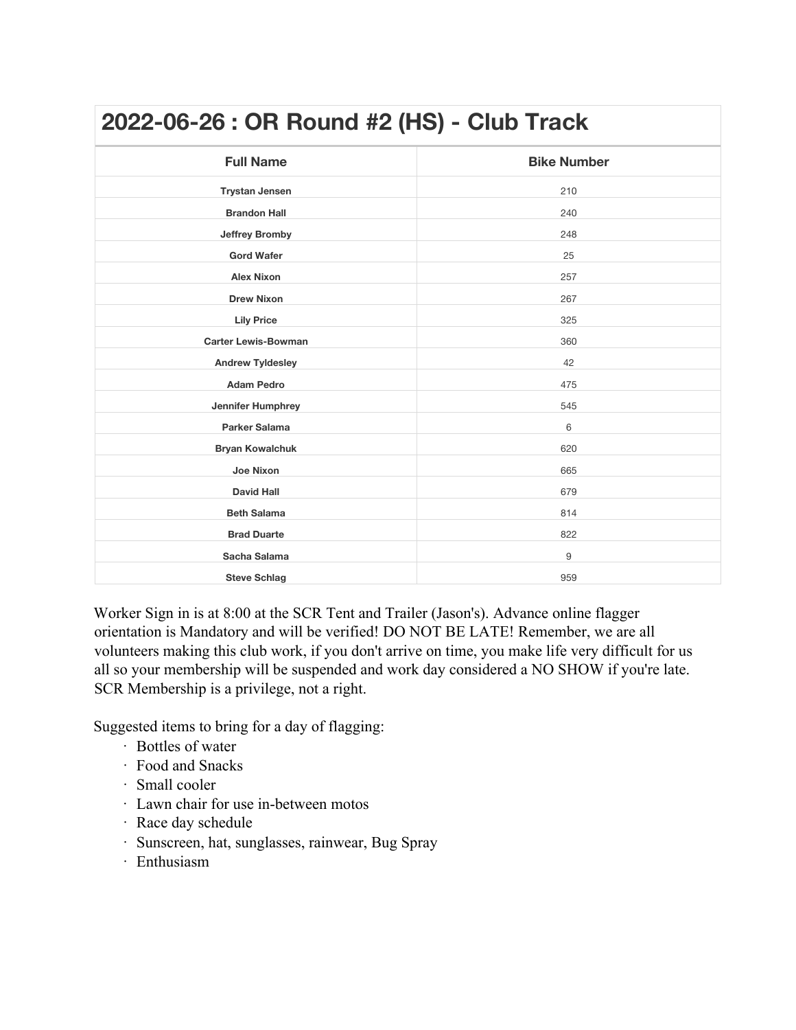## 2022-06-26 : OR Round #2 (HS) - Club Track

| Full Name | Bike Number |
| --- | --- |
| **Trystan Jensen** | 210 |
| **Brandon Hall** | 240 |
| **Jeffrey Bromby** | 248 |
| **Gord Wafer** | 25 |
| **Alex Nixon** | 257 |
| **Drew Nixon** | 267 |
| **Lily Price** | 325 |
| **Carter Lewis-Bowman** | 360 |
| **Andrew Tyldesley** | 42 |
| **Adam Pedro** | 475 |
| **Jennifer Humphrey** | 545 |
| **Parker Salama** | 6 |
| **Bryan Kowalchuk** | 620 |
| **Joe Nixon** | 665 |
| **David Hall** | 679 |
| **Beth Salama** | 814 |
| **Brad Duarte** | 822 |
| **Sacha Salama** | 9 |
| **Steve Schlag** | 959 |

Worker Sign in is at 8:00 at the SCR Tent and Trailer (Jason's). Advance online flagger orientation is Mandatory and will be verified! DO NOT BE LATE! Remember, we are all volunteers making this club work, if you don't arrive on time, you make life very difficult for us all so your membership will be suspended and work day considered a NO SHOW if you're late. SCR Membership is a privilege, not a right.

Suggested items to bring for a day of flagging:

- Bottles of water
- Food and Snacks
- Small cooler
- Lawn chair for use in-between motos
- Race day schedule
- Sunscreen, hat, sunglasses, rainwear, Bug Spray
- Enthusiasm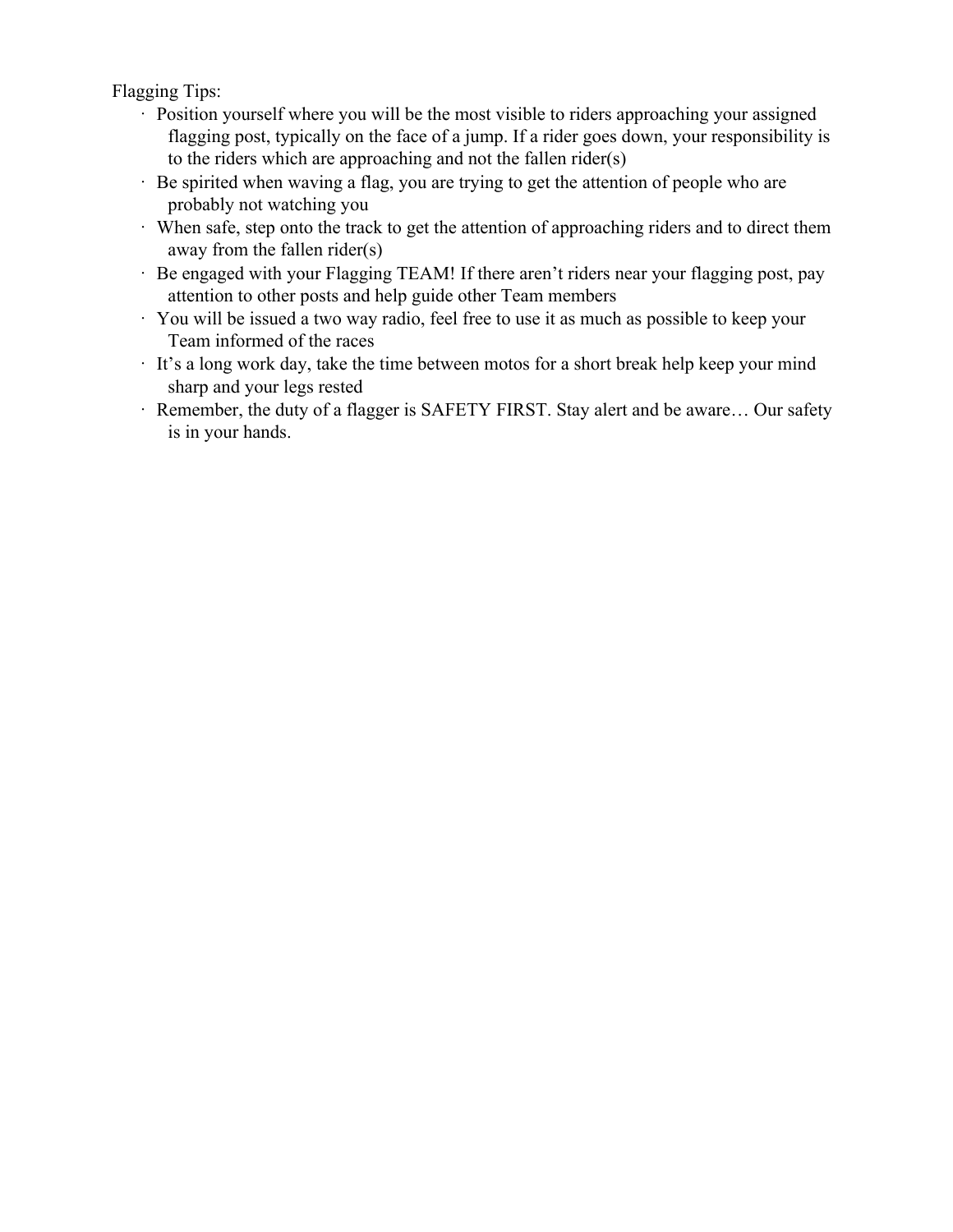Flagging Tips:

- Position yourself where you will be the most visible to riders approaching your assigned flagging post, typically on the face of a jump. If a rider goes down, your responsibility is to the riders which are approaching and not the fallen rider(s)
- Be spirited when waving a flag, you are trying to get the attention of people who are probably not watching you
- When safe, step onto the track to get the attention of approaching riders and to direct them away from the fallen rider(s)
- Be engaged with your Flagging TEAM! If there aren't riders near your flagging post, pay attention to other posts and help guide other Team members
- You will be issued a two way radio, feel free to use it as much as possible to keep your Team informed of the races
- It's a long work day, take the time between motos for a short break help keep your mind sharp and your legs rested
- Remember, the duty of a flagger is SAFETY FIRST. Stay alert and be aware… Our safety is in your hands.